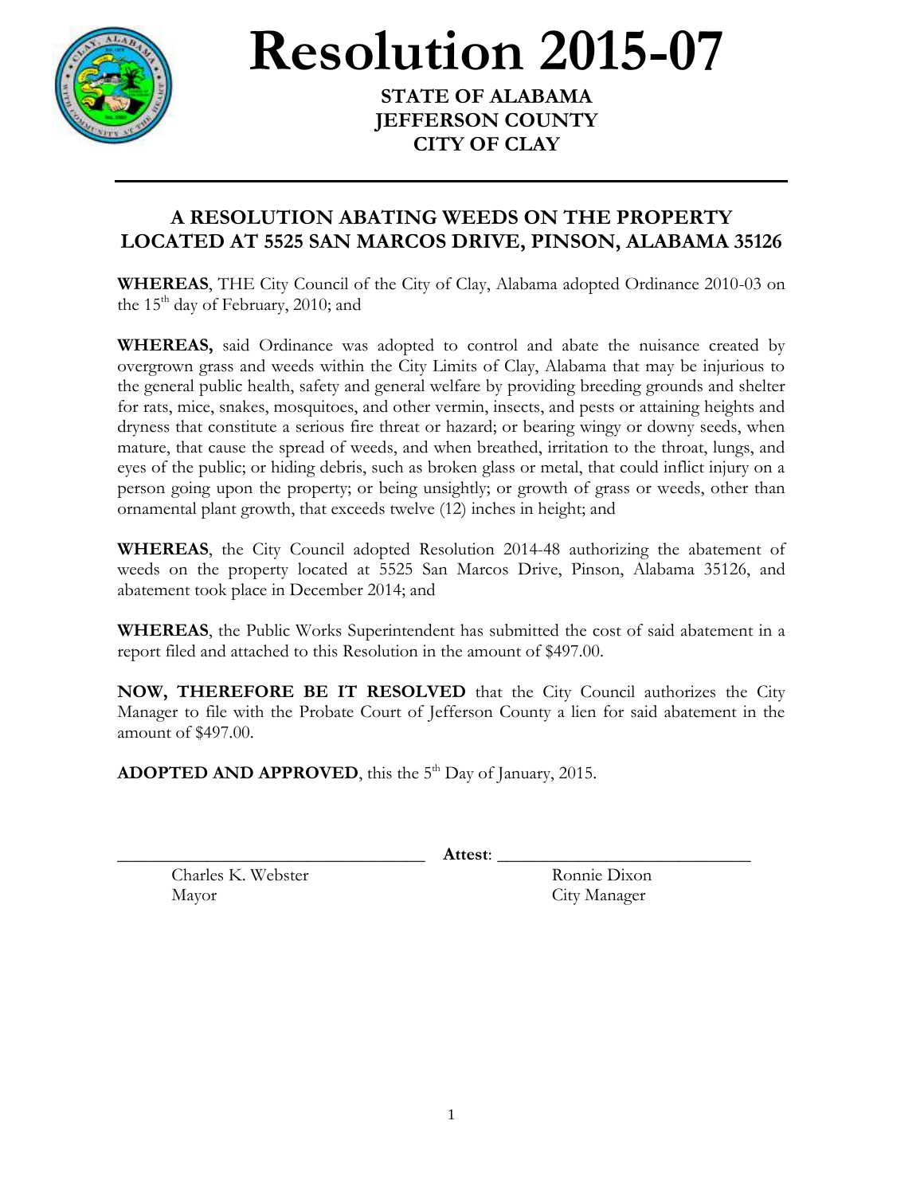# Resolution 2015-07

**STATE OF ALABAMA**
**JEFFERSON COUNTY**
**CITY OF CLAY**

---

## A RESOLUTION ABATING WEEDS ON THE PROPERTY LOCATED AT 5525 SAN MARCOS DRIVE, PINSON, ALABAMA 35126

**WHEREAS**, THE City Council of the City of Clay, Alabama adopted Ordinance 2010-03 on the 15th day of February, 2010; and

**WHEREAS,** said Ordinance was adopted to control and abate the nuisance created by overgrown grass and weeds within the City Limits of Clay, Alabama that may be injurious to the general public health, safety and general welfare by providing breeding grounds and shelter for rats, mice, snakes, mosquitoes, and other vermin, insects, and pests or attaining heights and dryness that constitute a serious fire threat or hazard; or bearing wingy or downy seeds, when mature, that cause the spread of weeds, and when breathed, irritation to the throat, lungs, and eyes of the public; or hiding debris, such as broken glass or metal, that could inflict injury on a person going upon the property; or being unsightly; or growth of grass or weeds, other than ornamental plant growth, that exceeds twelve (12) inches in height; and

**WHEREAS**, the City Council adopted Resolution 2014-48 authorizing the abatement of weeds on the property located at 5525 San Marcos Drive, Pinson, Alabama 35126, and abatement took place in December 2014; and

**WHEREAS**, the Public Works Superintendent has submitted the cost of said abatement in a report filed and attached to this Resolution in the amount of $497.00.

**NOW, THEREFORE BE IT RESOLVED** that the City Council authorizes the City Manager to file with the Probate Court of Jefferson County a lien for said abatement in the amount of $497.00.

**ADOPTED AND APPROVED**, this the 5th Day of January, 2015.

\_\_\_\_\_\_\_\_\_\_\_\_\_\_\_\_\_\_\_\_\_\_\_\_\_\_\_\_\_\_ **Attest**: \_\_\_\_\_\_\_\_\_\_\_\_\_\_\_\_\_\_\_\_\_\_\_\_\_\_\_\_\_\_

Charles K. Webster
Mayor

Ronnie Dixon
City Manager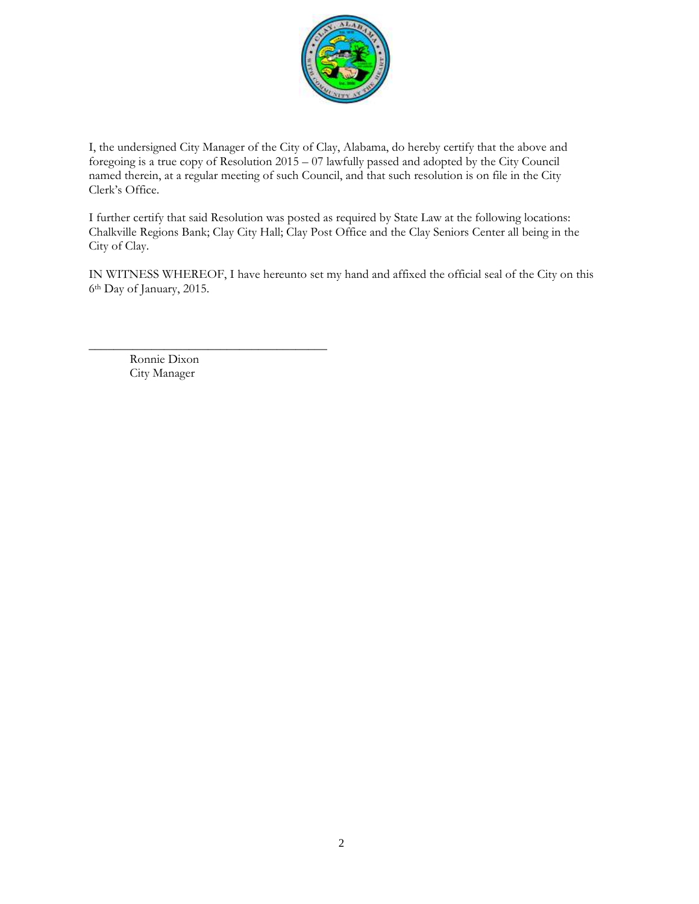I, the undersigned City Manager of the City of Clay, Alabama, do hereby certify that the above and foregoing is a true copy of Resolution 2015 – 07 lawfully passed and adopted by the City Council named therein, at a regular meeting of such Council, and that such resolution is on file in the City Clerk's Office.

I further certify that said Resolution was posted as required by State Law at the following locations: Chalkville Regions Bank; Clay City Hall; Clay Post Office and the Clay Seniors Center all being in the City of Clay.

IN WITNESS WHEREOF, I have hereunto set my hand and affixed the official seal of the City on this 6th Day of January, 2015.

\_\_\_\_\_\_\_\_\_\_\_\_\_\_\_\_\_\_\_\_\_\_\_\_\_\_\_\_\_\_\_\_\_\_\_\_\_\_\_\_

Ronnie Dixon
City Manager